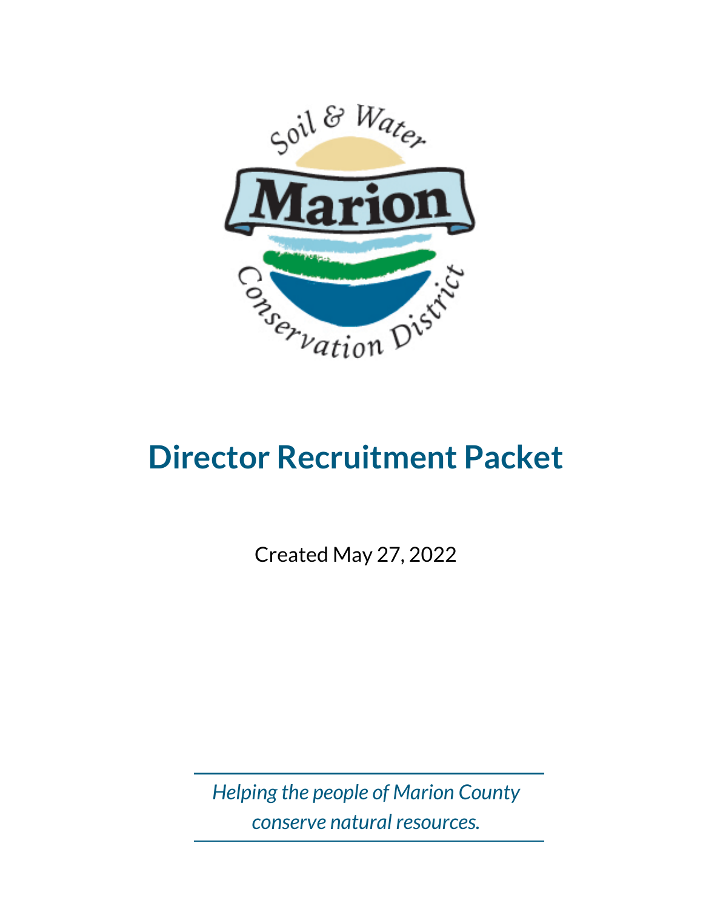# Director Recruitment Packet

Created May 27, 2022

*Helping the people of Marion County conserve natural resources.*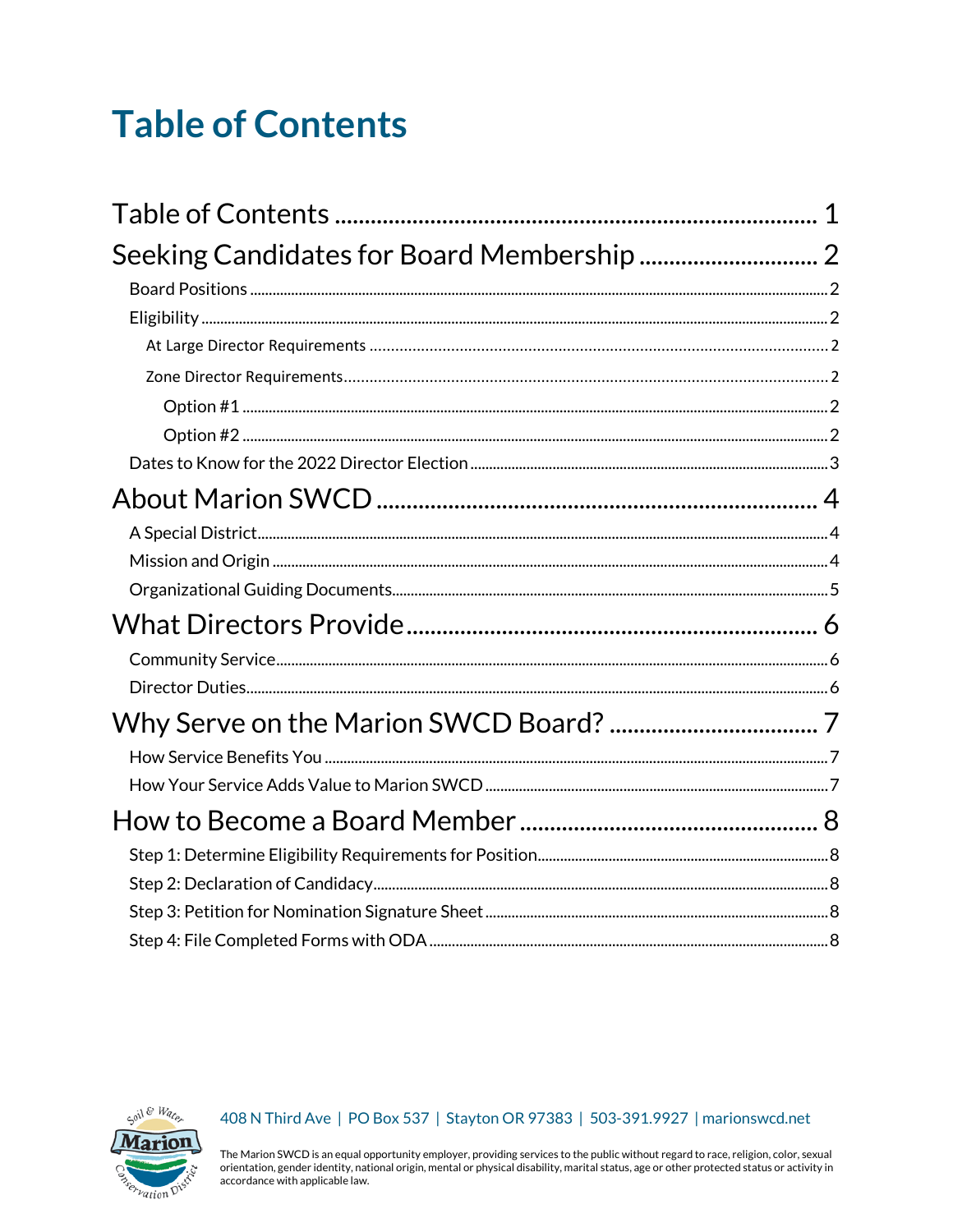# Table of Contents

Table of Contents ........................................................................ 1

Seeking Candidates for Board Membership ............................ 2

- Board Positions ........................................................................ 2
- Eligibility ........................................................................ 2
  - At Large Director Requirements ........................................................................ 2
  - Zone Director Requirements ........................................................................ 2
    - Option #1 ........................................................................ 2
    - Option #2 ........................................................................ 2
- Dates to Know for the 2022 Director Election ........................................................................ 3

About Marion SWCD ........................................................................ 4

- A Special District ........................................................................ 4
- Mission and Origin ........................................................................ 4
- Organizational Guiding Documents ........................................................................ 5

What Directors Provide ........................................................................ 6

- Community Service ........................................................................ 6
- Director Duties ........................................................................ 6

Why Serve on the Marion SWCD Board? ........................................ 7

- How Service Benefits You ........................................................................ 7
- How Your Service Adds Value to Marion SWCD ........................................................................ 7

How to Become a Board Member ................................................... 8

- Step 1: Determine Eligibility Requirements for Position ........................................................................ 8
- Step 2: Declaration of Candidacy ........................................................................ 8
- Step 3: Petition for Nomination Signature Sheet ........................................................................ 8
- Step 4: File Completed Forms with ODA ........................................................................ 8

408 N Third Ave | PO Box 537 | Stayton OR 97383 | 503-391.9927 | marionswcd.net

The Marion SWCD is an equal opportunity employer, providing services to the public without regard to race, religion, color, sexual orientation, gender identity, national origin, mental or physical disability, marital status, age or other protected status or activity in accordance with applicable law.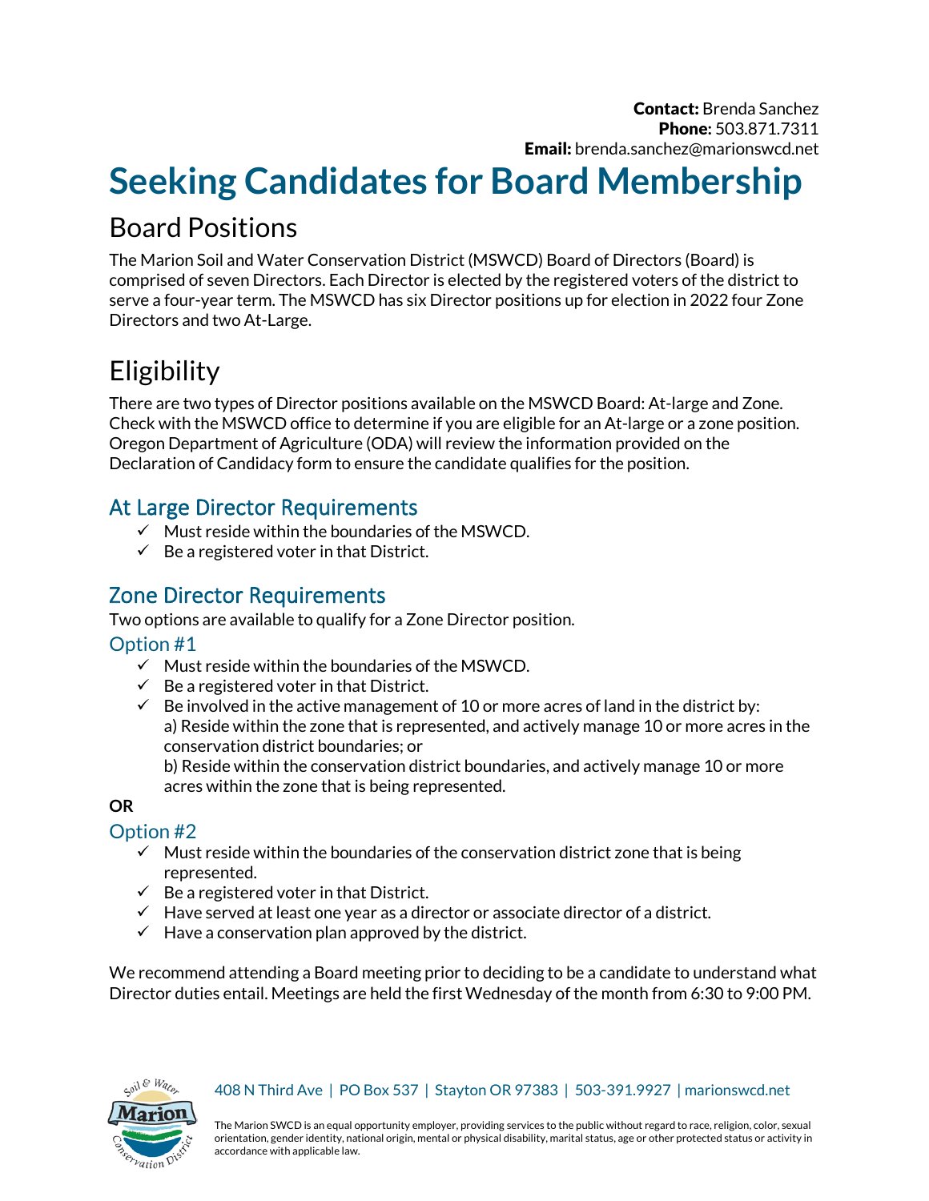**Contact:** Brenda Sanchez
**Phone:** 503.871.7311
**Email:** brenda.sanchez@marionswcd.net

# Seeking Candidates for Board Membership

## Board Positions

The Marion Soil and Water Conservation District (MSWCD) Board of Directors (Board) is comprised of seven Directors. Each Director is elected by the registered voters of the district to serve a four-year term. The MSWCD has six Director positions up for election in 2022 four Zone Directors and two At-Large.

## Eligibility

There are two types of Director positions available on the MSWCD Board: At-large and Zone. Check with the MSWCD office to determine if you are eligible for an At-large or a zone position. Oregon Department of Agriculture (ODA) will review the information provided on the Declaration of Candidacy form to ensure the candidate qualifies for the position.

### At Large Director Requirements

- ✓ Must reside within the boundaries of the MSWCD.
- ✓ Be a registered voter in that District.

### Zone Director Requirements

Two options are available to qualify for a Zone Director position.

#### Option #1

- ✓ Must reside within the boundaries of the MSWCD.
- ✓ Be a registered voter in that District.
- ✓ Be involved in the active management of 10 or more acres of land in the district by:
  a) Reside within the zone that is represented, and actively manage 10 or more acres in the conservation district boundaries; or
  b) Reside within the conservation district boundaries, and actively manage 10 or more acres within the zone that is being represented.

**OR**

#### Option #2

- ✓ Must reside within the boundaries of the conservation district zone that is being represented.
- ✓ Be a registered voter in that District.
- ✓ Have served at least one year as a director or associate director of a district.
- ✓ Have a conservation plan approved by the district.

We recommend attending a Board meeting prior to deciding to be a candidate to understand what Director duties entail. Meetings are held the first Wednesday of the month from 6:30 to 9:00 PM.

408 N Third Ave | PO Box 537 | Stayton OR 97383 | 503-391.9927 | marionswcd.net

The Marion SWCD is an equal opportunity employer, providing services to the public without regard to race, religion, color, sexual orientation, gender identity, national origin, mental or physical disability, marital status, age or other protected status or activity in accordance with applicable law.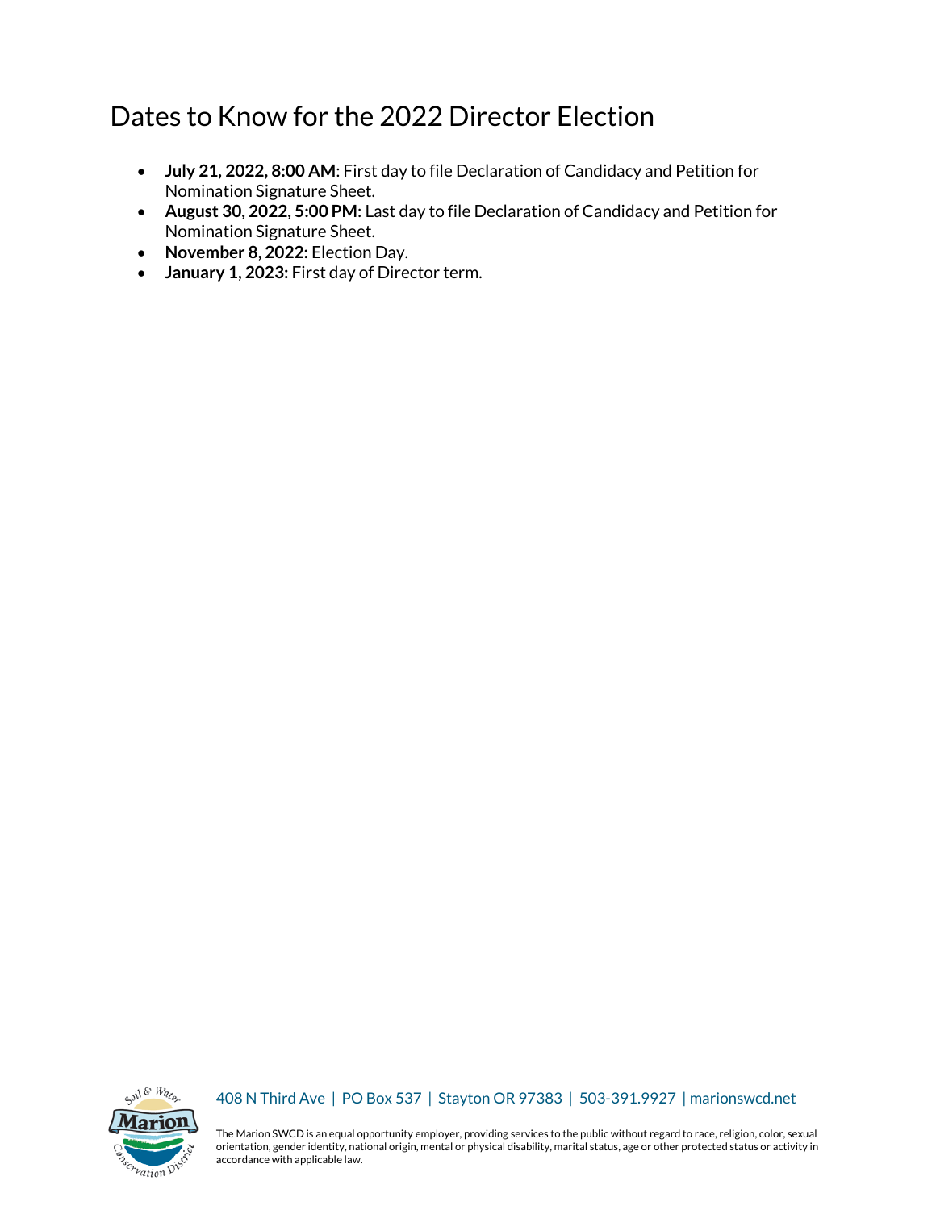# Dates to Know for the 2022 Director Election

- **July 21, 2022, 8:00 AM**: First day to file Declaration of Candidacy and Petition for Nomination Signature Sheet.
- **August 30, 2022, 5:00 PM**: Last day to file Declaration of Candidacy and Petition for Nomination Signature Sheet.
- **November 8, 2022:** Election Day.
- **January 1, 2023:** First day of Director term.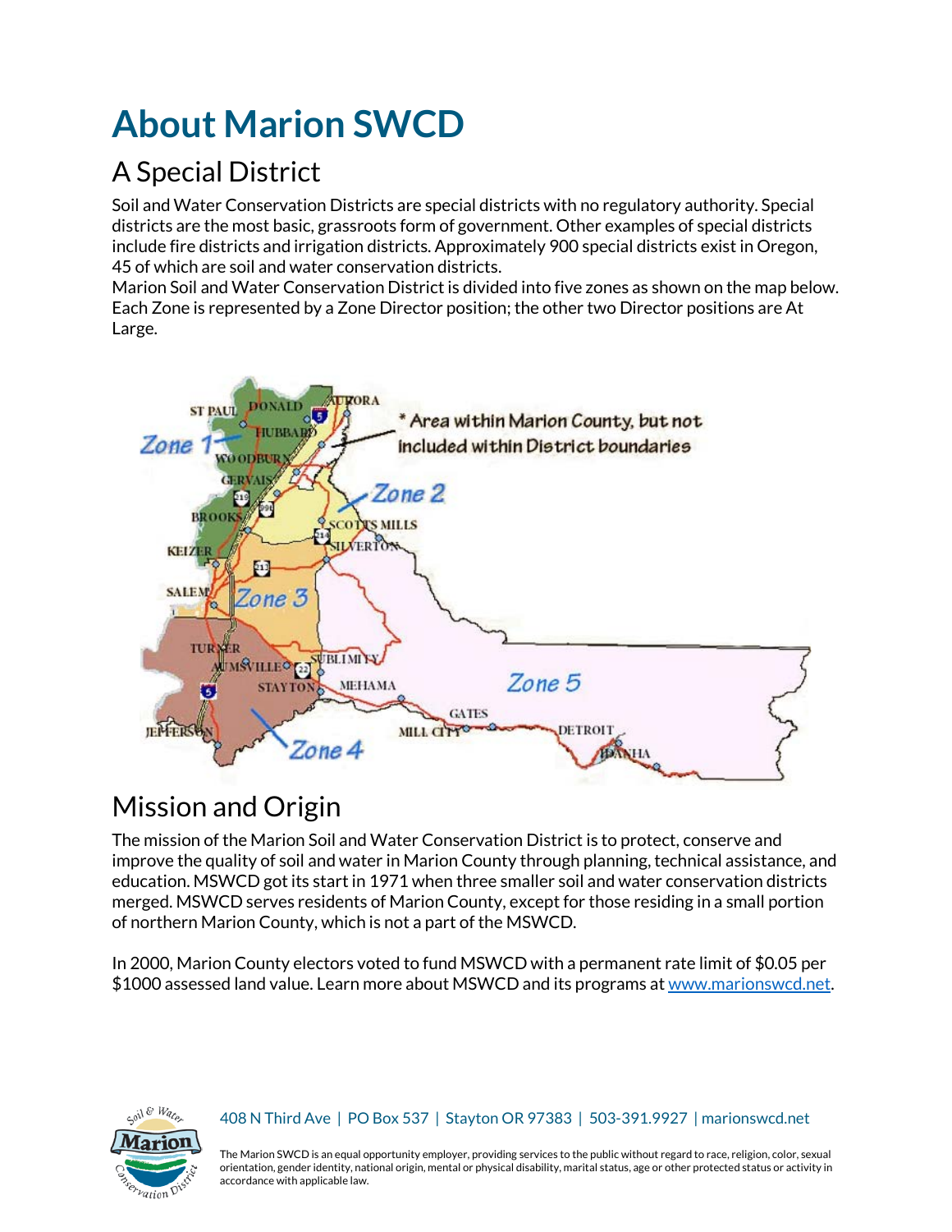# About Marion SWCD

## A Special District

Soil and Water Conservation Districts are special districts with no regulatory authority. Special districts are the most basic, grassroots form of government. Other examples of special districts include fire districts and irrigation districts. Approximately 900 special districts exist in Oregon, 45 of which are soil and water conservation districts.

Marion Soil and Water Conservation District is divided into five zones as shown on the map below. Each Zone is represented by a Zone Director position; the other two Director positions are At Large.

## Mission and Origin

The mission of the Marion Soil and Water Conservation District is to protect, conserve and improve the quality of soil and water in Marion County through planning, technical assistance, and education. MSWCD got its start in 1971 when three smaller soil and water conservation districts merged. MSWCD serves residents of Marion County, except for those residing in a small portion of northern Marion County, which is not a part of the MSWCD.

In 2000, Marion County electors voted to fund MSWCD with a permanent rate limit of $0.05 per $1000 assessed land value. Learn more about MSWCD and its programs at [www.marionswcd.net](http://www.marionswcd.net).

408 N Third Ave | PO Box 537 | Stayton OR 97383 | 503-391.9927 | marionswcd.net

The Marion SWCD is an equal opportunity employer, providing services to the public without regard to race, religion, color, sexual orientation, gender identity, national origin, mental or physical disability, marital status, age or other protected status or activity in accordance with applicable law.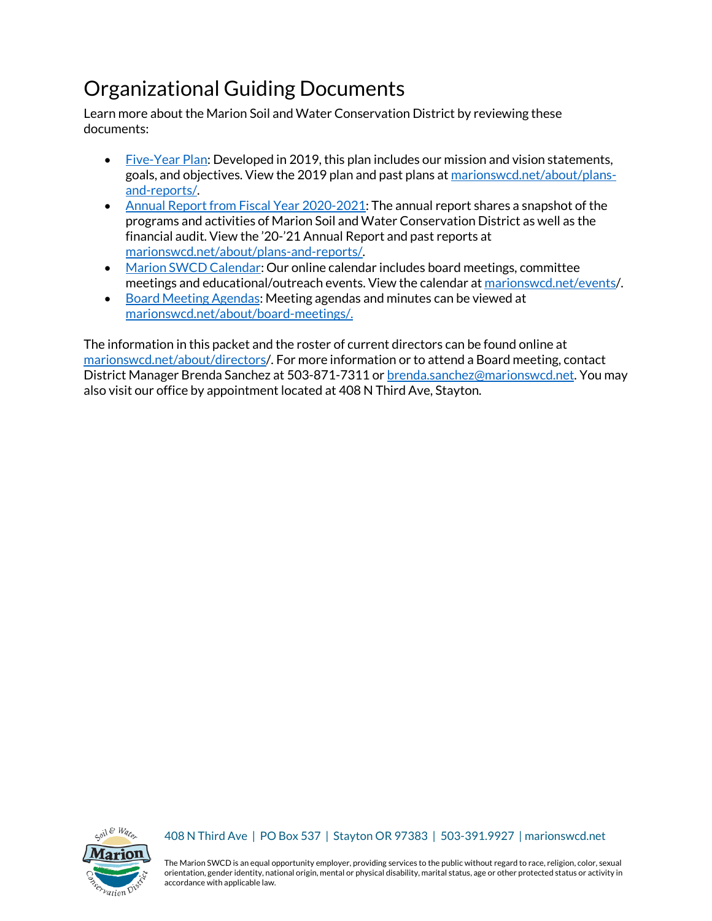# Organizational Guiding Documents

Learn more about the Marion Soil and Water Conservation District by reviewing these documents:

- Five-Year Plan: Developed in 2019, this plan includes our mission and vision statements, goals, and objectives. View the 2019 plan and past plans at marionswcd.net/about/plans-and-reports/.
- Annual Report from Fiscal Year 2020-2021: The annual report shares a snapshot of the programs and activities of Marion Soil and Water Conservation District as well as the financial audit. View the '20-'21 Annual Report and past reports at marionswcd.net/about/plans-and-reports/.
- Marion SWCD Calendar: Our online calendar includes board meetings, committee meetings and educational/outreach events. View the calendar at marionswcd.net/events/.
- Board Meeting Agendas: Meeting agendas and minutes can be viewed at marionswcd.net/about/board-meetings/.

The information in this packet and the roster of current directors can be found online at marionswcd.net/about/directors/. For more information or to attend a Board meeting, contact District Manager Brenda Sanchez at 503-871-7311 or brenda.sanchez@marionswcd.net. You may also visit our office by appointment located at 408 N Third Ave, Stayton.

408 N Third Ave | PO Box 537 | Stayton OR 97383 | 503-391.9927 | marionswcd.net

The Marion SWCD is an equal opportunity employer, providing services to the public without regard to race, religion, color, sexual orientation, gender identity, national origin, mental or physical disability, marital status, age or other protected status or activity in accordance with applicable law.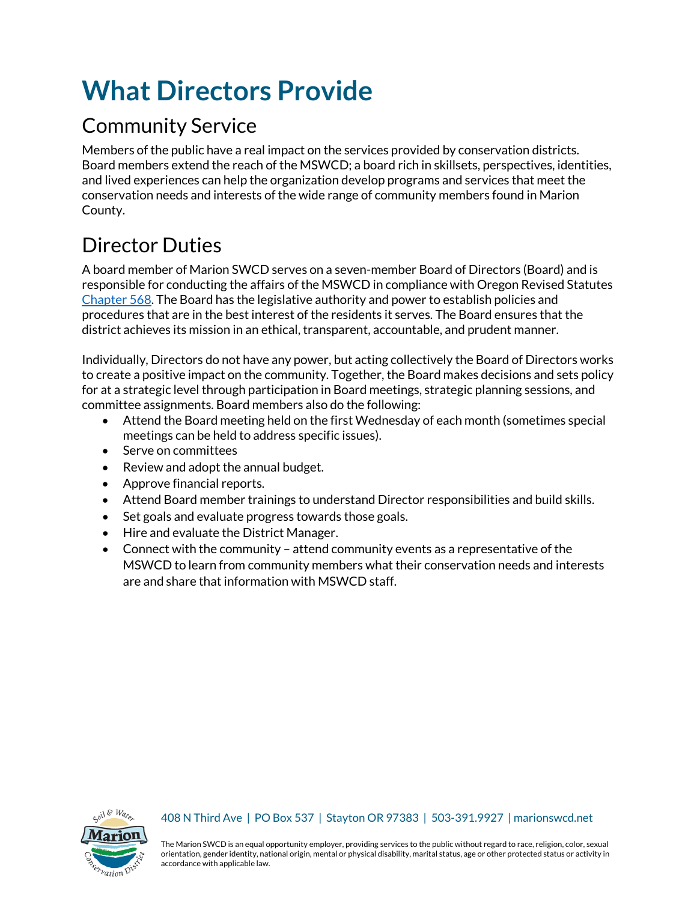# What Directors Provide

## Community Service

Members of the public have a real impact on the services provided by conservation districts. Board members extend the reach of the MSWCD; a board rich in skillsets, perspectives, identities, and lived experiences can help the organization develop programs and services that meet the conservation needs and interests of the wide range of community members found in Marion County.

## Director Duties

A board member of Marion SWCD serves on a seven-member Board of Directors (Board) and is responsible for conducting the affairs of the MSWCD in compliance with Oregon Revised Statutes Chapter 568. The Board has the legislative authority and power to establish policies and procedures that are in the best interest of the residents it serves. The Board ensures that the district achieves its mission in an ethical, transparent, accountable, and prudent manner.

Individually, Directors do not have any power, but acting collectively the Board of Directors works to create a positive impact on the community. Together, the Board makes decisions and sets policy for at a strategic level through participation in Board meetings, strategic planning sessions, and committee assignments. Board members also do the following:

- Attend the Board meeting held on the first Wednesday of each month (sometimes special meetings can be held to address specific issues).
- Serve on committees
- Review and adopt the annual budget.
- Approve financial reports.
- Attend Board member trainings to understand Director responsibilities and build skills.
- Set goals and evaluate progress towards those goals.
- Hire and evaluate the District Manager.
- Connect with the community – attend community events as a representative of the MSWCD to learn from community members what their conservation needs and interests are and share that information with MSWCD staff.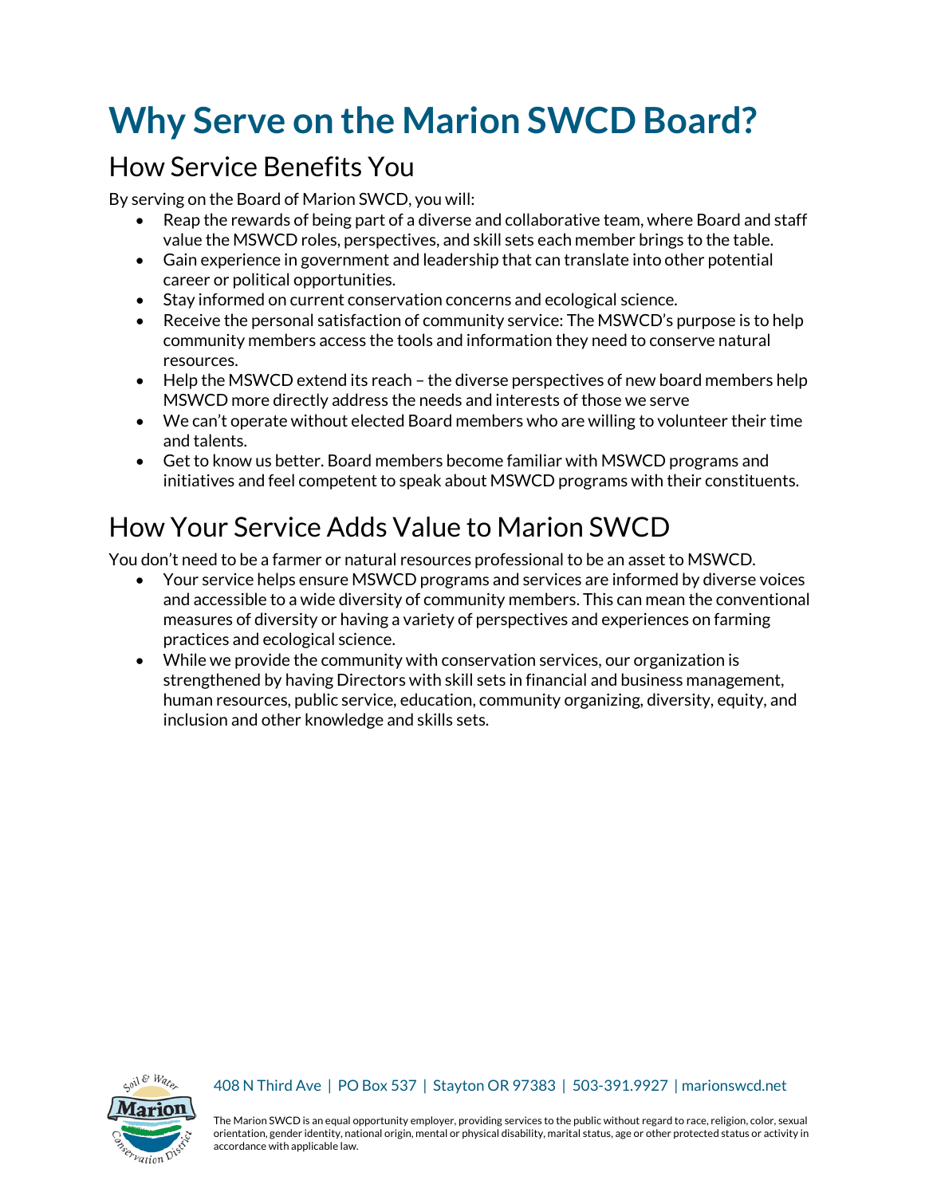# Why Serve on the Marion SWCD Board?

## How Service Benefits You

By serving on the Board of Marion SWCD, you will:

- Reap the rewards of being part of a diverse and collaborative team, where Board and staff value the MSWCD roles, perspectives, and skill sets each member brings to the table.
- Gain experience in government and leadership that can translate into other potential career or political opportunities.
- Stay informed on current conservation concerns and ecological science.
- Receive the personal satisfaction of community service: The MSWCD's purpose is to help community members access the tools and information they need to conserve natural resources.
- Help the MSWCD extend its reach – the diverse perspectives of new board members help MSWCD more directly address the needs and interests of those we serve
- We can't operate without elected Board members who are willing to volunteer their time and talents.
- Get to know us better. Board members become familiar with MSWCD programs and initiatives and feel competent to speak about MSWCD programs with their constituents.

## How Your Service Adds Value to Marion SWCD

You don't need to be a farmer or natural resources professional to be an asset to MSWCD.

- Your service helps ensure MSWCD programs and services are informed by diverse voices and accessible to a wide diversity of community members. This can mean the conventional measures of diversity or having a variety of perspectives and experiences on farming practices and ecological science.
- While we provide the community with conservation services, our organization is strengthened by having Directors with skill sets in financial and business management, human resources, public service, education, community organizing, diversity, equity, and inclusion and other knowledge and skills sets.

408 N Third Ave | PO Box 537 | Stayton OR 97383 | 503-391.9927 | marionswcd.net

The Marion SWCD is an equal opportunity employer, providing services to the public without regard to race, religion, color, sexual orientation, gender identity, national origin, mental or physical disability, marital status, age or other protected status or activity in accordance with applicable law.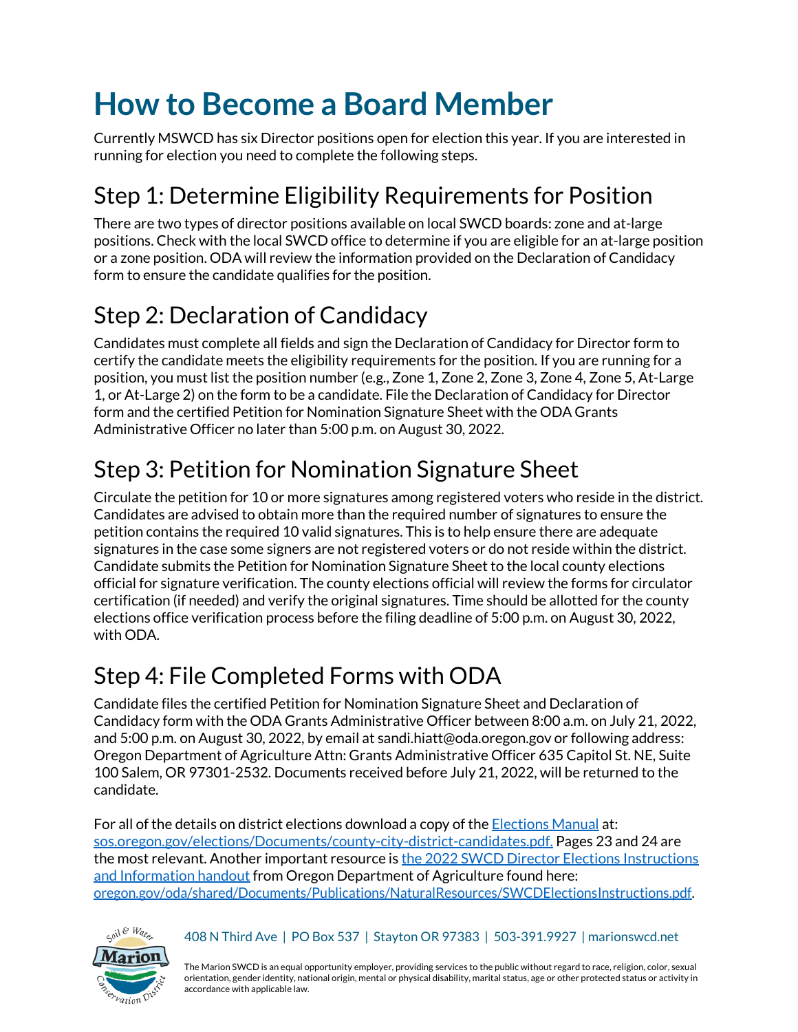# How to Become a Board Member

Currently MSWCD has six Director positions open for election this year. If you are interested in running for election you need to complete the following steps.

## Step 1: Determine Eligibility Requirements for Position

There are two types of director positions available on local SWCD boards: zone and at-large positions. Check with the local SWCD office to determine if you are eligible for an at-large position or a zone position. ODA will review the information provided on the Declaration of Candidacy form to ensure the candidate qualifies for the position.

## Step 2: Declaration of Candidacy

Candidates must complete all fields and sign the Declaration of Candidacy for Director form to certify the candidate meets the eligibility requirements for the position. If you are running for a position, you must list the position number (e.g., Zone 1, Zone 2, Zone 3, Zone 4, Zone 5, At-Large 1, or At-Large 2) on the form to be a candidate. File the Declaration of Candidacy for Director form and the certified Petition for Nomination Signature Sheet with the ODA Grants Administrative Officer no later than 5:00 p.m. on August 30, 2022.

## Step 3: Petition for Nomination Signature Sheet

Circulate the petition for 10 or more signatures among registered voters who reside in the district. Candidates are advised to obtain more than the required number of signatures to ensure the petition contains the required 10 valid signatures. This is to help ensure there are adequate signatures in the case some signers are not registered voters or do not reside within the district. Candidate submits the Petition for Nomination Signature Sheet to the local county elections official for signature verification. The county elections official will review the forms for circulator certification (if needed) and verify the original signatures. Time should be allotted for the county elections office verification process before the filing deadline of 5:00 p.m. on August 30, 2022, with ODA.

## Step 4: File Completed Forms with ODA

Candidate files the certified Petition for Nomination Signature Sheet and Declaration of Candidacy form with the ODA Grants Administrative Officer between 8:00 a.m. on July 21, 2022, and 5:00 p.m. on August 30, 2022, by email at sandi.hiatt@oda.oregon.gov or following address: Oregon Department of Agriculture Attn: Grants Administrative Officer 635 Capitol St. NE, Suite 100 Salem, OR 97301-2532. Documents received before July 21, 2022, will be returned to the candidate.

For all of the details on district elections download a copy of the [Elections Manual](sos.oregon.gov/elections/Documents/county-city-district-candidates.pdf) at: [sos.oregon.gov/elections/Documents/county-city-district-candidates.pdf.](sos.oregon.gov/elections/Documents/county-city-district-candidates.pdf) Pages 23 and 24 are the most relevant. Another important resource is [the 2022 SWCD Director Elections Instructions and Information handout](oregon.gov/oda/shared/Documents/Publications/NaturalResources/SWCDElectionsInstructions.pdf) from Oregon Department of Agriculture found here: [oregon.gov/oda/shared/Documents/Publications/NaturalResources/SWCDElectionsInstructions.pdf](oregon.gov/oda/shared/Documents/Publications/NaturalResources/SWCDElectionsInstructions.pdf).

408 N Third Ave | PO Box 537 | Stayton OR 97383 | 503-391.9927 | marionswcd.net

The Marion SWCD is an equal opportunity employer, providing services to the public without regard to race, religion, color, sexual orientation, gender identity, national origin, mental or physical disability, marital status, age or other protected status or activity in accordance with applicable law.